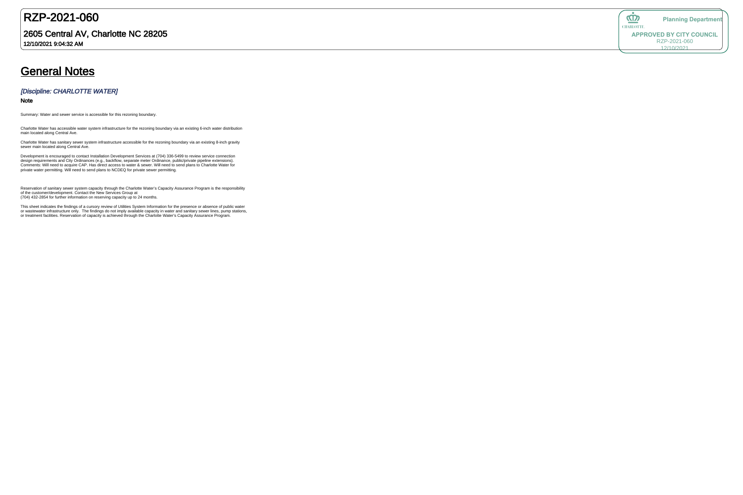# RZP-2021-060

## 2605 Central AV, Charlotte NC 28205

**12/10/2021 9:04:32 AM**

Planning Department

**APPROVED BY CITY COUNCIL**
RZP-2021-060
12/10/2021

## General Notes

### *[Discipline: CHARLOTTE WATER]*

**Note**

Summary: Water and sewer service is accessible for this rezoning boundary.

Charlotte Water has accessible water system infrastructure for the rezoning boundary via an existing 6-inch water distribution main located along Central Ave.

Charlotte Water has sanitary sewer system infrastructure accessible for the rezoning boundary via an existing 8-inch gravity sewer main located along Central Ave.

Development is encouraged to contact Installation Development Services at (704) 336-5499 to review service connection design requirements and City Ordinances (e.g., backflow, separate meter Ordinance, public/private pipeline extensions). Comments: Will need to acquire CAP. Has direct access to water & sewer. Will need to send plans to Charlotte Water for private water permitting. Will need to send plans to NCDEQ for private sewer permitting.

Reservation of sanitary sewer system capacity through the Charlotte Water's Capacity Assurance Program is the responsibility of the customer/development. Contact the New Services Group at (704) 432-2854 for further information on reserving capacity up to 24 months.

This sheet indicates the findings of a cursory review of Utilities System Information for the presence or absence of public water or wastewater infrastructure only. The findings do not imply available capacity in water and sanitary sewer lines, pump stations, or treatment facilities. Reservation of capacity is achieved through the Charlotte Water's Capacity Assurance Program.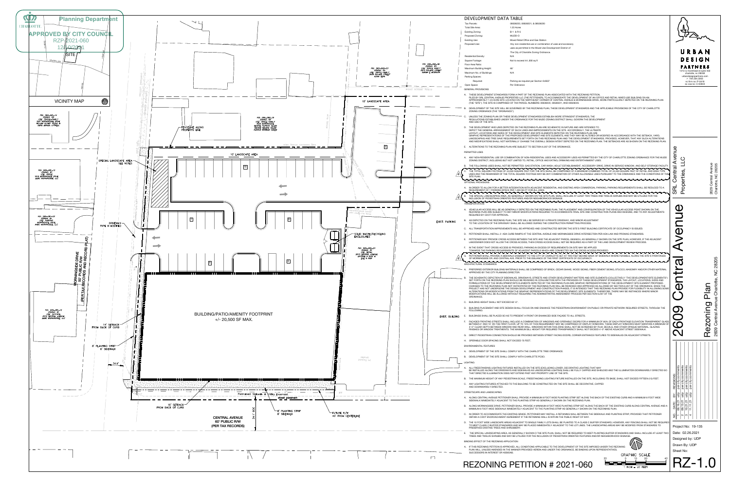Planning Department

APPROVED BY CITY COUNCIL

RZP-2021-060

12/20/2021

# DEVELOPMENT DATA TABLE

| | |
|---|---|
| Tax Parcels: | 09508022, 09508021, & 09508020 |
| Total Site Area: | 1.03 Acres |
| Existing Zoning: | B-1 & R-5 |
| Proposed Zoning: | MUDD-O |
| Existing Use: | Mixed Retail Office and Gas Station |
| Proposed Use: | Any non-residential use or combination of uses and accessory uses as permitted in the Mixed Use Development District of The City of Charlotte Zoning Ordinance. |
| Residential Density: | N/A |
| Square Footage: | Not to exceed 44,000 sq ft |
| Floor Area Ratio: | |
| Maximum Building Height: | 60' |
| Maximum No. of Buildings: | N/A |
| Parking Spaces: | |
| Required: | Parking as required per Section 9.8507 |
| Open Space: | Per Ordinance |

## GENERAL PROVISIONS:

A. THESE DEVELOPMENT STANDARDS FORM A PART OF THE REZONING PLAN ASSOCIATED WITH THE REZONING PETITION, FILED BY SRL CENTRAL AVENUE PROPERTIES LLC (THE PETITIONER), TO ACCOMMODATE THE DEVELOPMENT OF AN OFFICE AND RETAIL MIXED USE BUILDING ON AN APPROXIMATELY 1.03 ACRE SITE LOCATED ON THE NORTHEAST CORNER OF CENTRAL AVENUE & MORNINGSIDE DRIVE, MORE PARTICULARLY DEPICTED ON THE REZONING PLAN (THE "SITE"). THE SITE IS COMPRISED OF TAX PARCEL NUMBERS: 09508022, 09508021, AND 09508020.

B. DEVELOPMENT OF THE SITE WILL BE GOVERNED BY THE REZONING PLAN, THESE DEVELOPMENT STANDARDS AND THE APPLICABLE PROVISIONS OF THE CITY OF CHARLOTTE ZONING ORDINANCE (THE "ORDINANCE").

C. UNLESS THE ZONING PLAN OR THESE DEVELOPMENT STANDARDS ESTABLISH MORE STRINGENT STANDARDS, THE REGULATIONS ESTABLISHED UNDER THE ORDINANCE FOR THE MUDD ZONING DISTRICT SHALL GOVERN THE DEVELOPMENT AND USE OF THE SITE.

D. THE DEVELOPMENT AND USES DEPICTED ON THE REZONING PLAN ARE SCHEMATIC IN NATURE AND ARE INTENDED TO DEPICT THE GENERAL ARRANGEMENT OF SUCH USES AND IMPROVEMENTS ON THE SITE. ACCORDINGLY, THE ULTIMATE LAYOUT, LOCATIONS AND SIZES OF THE DEVELOPMENT AND SITE ELEMENTS DEPICTED ON THE REZONING PLAN ARE GRAPHIC REPRESENTATIONS OF THE PROPOSED DEVELOPMENT AND SITE ELEMENTS, AND THEY MAY BE ALTERED OR MODIFIED IN ACCORDANCE WITH THE SETBACK, YARD, LANDSCAPING AND TREE SAVE REQUIREMENTS SET FORTH ON THIS REZONING PLAN AND THE DEVELOPMENT STANDARDS, PROVIDED, HOWEVER, THAT ANY SUCH ALTERATIONS AND MODIFICATIONS SHALL NOT MATERIALLY CHANGE THE OVERALL DESIGN INTENT DEPICTED ON THE REZONING PLAN. THE SETBACKS ARE AS SHOWN ON THE REZONING PLAN.

E. ALTERATIONS TO THE REZONING PLAN ARE SUBJECT TO SECTION 6.207 OF THE ORDINANCE.

## PERMITTED USES

A. ANY NON-RESIDENTIAL USE OR COMBINATION OF NON-RESIDENTIAL USES AND ACCESSORY USES AS PERMITTED BY THE CITY OF CHARLOTTE ZONING ORDINANCE FOR THE MUDD ZONING DISTRICT, INCLUDING BUT NOT LIMITED TO, RETAIL, OFFICE AND EATING, DRINKING AND ENTERTAINMENT USES.

B. THE FOLLOWING USES SHALL NOT BE PERMITTED: GAS STATION, CAR WASH, ADULT ESTABLISHMENT, ACCESSORY DRIVE, DRIVE-IN SERVICE WINDOW, AND SELF-STORAGE FACILITY.

C. THE TOTAL SQUARE FOOTAGE OF 44,000 SQUARE FEET FOR THE SITE SHALL BE COMPRISED OF A MAXIMUM COMBINED TOTAL OF 24,000 SQUARE FEET OF RETAIL AND EDEE TYPE USES AND THE REMAINDER OF THE TOTAL SQUARE FOOTAGE MAY BE ANY COMBINATION OF OTHER ALLOWABLE USES PURSUANT TO THE ORDINANCE AND THE CONDITIONS OF THE SITE PLAN.

## OPTIONAL PROVISIONS

A. IN ORDER TO ALLOW FOR A BETTER INTEGRATION WITH ADJACENT RESIDENTIAL AND EXISTING AREA COMMERCIAL PARKING, PARKING REQUIREMENTS SHALL BE REDUCED TO A REQUIREMENT OF 1 PARKING SPACE PER 1,000 SQ FT FOR ALL USES.

B. THE SPECIAL LANDSCAPING AREA, AS GENERALLY SHOWN ON THE SITE PLAN, SHALL INCLUDE AT LEAST TWO TREES AND TWELVE SHRUBS AND MAY BE UTILIZED FOR THE INCLUSION OF PEDESTRIAN ORIENTED FEATURES AND/OR NEIGHBORHOOD SIGNAGE.

## TRANSPORTATION

A. VEHICULAR ACCESS WILL BE AS GENERALLY DEPICTED ON THE REZONING PLAN. THE PLACEMENT AND CONFIGURATION OF THE VEHICULAR ACCESS POINT SHOWN ON THE REZONING PLAN ARE SUBJECT TO ANY MINOR MODIFICATIONS REQUIRED TO ACCOMMODATE FINAL SITE AND CONSTRUCTION PLANS AND DESIGNS, AND TO ANY ADJUSTMENTS REQUIRED BY CDOT FOR APPROVAL.

B. AS DEPICTED ON THE REZONING PLAN, THE SITE WILL BE SERVED BY A PRIVATE DRIVEWAY, AND MINOR ADJUSTMENT TO THE LOCATION OF THE DRIVEWAY SHALL BE ALLOWED DURING THE CONSTRUCTION PERMITTING PROCESS.

C. ALL TRANSPORTATION IMPROVEMENTS WILL BE APPROVED AND CONSTRUCTED BEFORE THE SITE'S FIRST BUILDING CERTIFICATE OF OCCUPANCY IS ISSUED.

D. PETITIONER SHALL INSTALL 2- ADA CURB RAMPS AT THE CENTRAL AVENUE AND MORNINGSIDE DRIVE INTERSECTION PER ADA LAW AND PROWAG STANDARDS.

E. PETITIONER MAY PROVIDE CROSS ACCESS BETWEEN THE SITE AND THE ADJACENT PARCEL 09508019, AS GENERALLY SHOWN ON THE SITE PLAN, HOWEVER, IF THE ADJACENT LANDOWNER DOES NOT ALLOW THE CROSS ACCESS, THEN CROSS ACCESS SHALL NOT BE REQUIRED AS A PART OF THE LAND DEVELOPMENT REVIEW PROCESS.

F. IN THE EVENT THAT CROSS ACCESS IS PROVIDED, PARKING IN EXCESS OF REQUIREMENTS ON SITE MAY BE APPLIED TOWARDS THE PARKING REQUIREMENTS OF ADJACENT PARCELS WHICH ARE CONNECTED VIA THE CROSS ACCESS PROVIDED.

G. PETITIONER SHALL PROVIDE A SIDEWALK EASEMENT TO THE CITY OF CHARLOTTE SET AT TWO FEET BEHIND BACK OF SIDEWALK WHERE FEASIBLE, ALONG THE SITE'S FRONTAGES OF MORNINGSIDE DR. AND CENTRAL AVE. PRIOR TO THE ISSUANCE OF THE FIRST CERTIFICATE OF OCCUPANCY.

## ARCHITECTURAL STANDARDS

A. PREFERRED EXTERIOR BUILDING MATERIALS SHALL BE COMPRISED OF BRICK, CEDAR SHAKE, WOOD SIDING, FIBER CEMENT SIDING, STUCCO, MASONRY AND/OR OTHER MATERIAL APPROVED BY THE CITY PLANNING DIRECTOR.

B. THE SCHEMATIC DEPICTION OF SIDEWALKS, DRIVEWAYS, STREETS AND OTHER DEVELOPMENT MATTERS AND SITE ELEMENTS (COLLECTIVELY "THE DEVELOPMENT/SITE ELEMENTS") SET FORTH ON THE REZONING PLAN SHOULD BE REVIEWED IN CONJUNCTION WITH THE PROVISION OF THESE DEVELOPMENT STANDARDS. THE LAYOUT, LOCATIONS, SIZES AND FORMULATIONS OF THE DEVELOPMENT/SITE ELEMENTS DEPICTED BY THE REZONING PLAN ARE GRAPHIC REPRESENTATIONS OF THE DEVELOPMENT/SITE ELEMENT PROPOSED. CHANGES TO THE REZONING PLAN NOT ANTICIPATED BY THE REZONING PLAN WILL BE REVIEWED AND APPROVED AS ALLOWED BY SECTION 6.207 OF THE ORDINANCE. SINCE THE PROJECT HAS NOT UNDERGONE THE DESIGN DEVELOPMENT AND CONSTRUCTION PHASES, IT IS INTENDED THAT THIS REZONING PLAN PROVIDE FOR FLEXIBILITY IN ALLOWING SOME ALTERATIONS OR MODIFICATIONS FROM THE GRAPHIC REPRESENTATIONS OF THE DEVELOPMENT/ SITE ELEMENTS. THEREFORE, THERE MAY BE INSTANCES WHERE MINOR MODIFICATIONS WILL BE ALLOWED WITHOUT REQUIRING THE ADMINISTRATIVE AMENDMENT PROCESS PER SECTION 6.207 OF THE ORDINANCE.

C. BUILDING HEIGHT SHALL NOT EXCEED 60'-0".

D. BUILDING PLACEMENT AND SITE DESIGN SHALL FOCUS ON AND ENHANCE THE PEDESTRIAN ENVIRONMENT ON PUBLIC OR PRIVATE NETWORK REQUIRED STREETS, THROUGH THE FOLLOWING:

E. BUILDING(S) SHALL BE PLACED SO AS TO PRESENT A FRONT OR ENHANCED SIDE FAÇADE TO ALL STREETS.

F. FACADES FRONTING STREETS SHALL INCLUDE A COMBINATION OF WINDOWS AND OPERABLE DOORS FOR A MINIMUM OF 60% OF EACH FRONTAGE ELEVATION TRANSPARENT GLASS BETWEEN 2' AND 10' ON THE FIRST FLOOR. UP TO 10% OF THIS REQUIREMENT MAY BE COMPRISED OF DISPLAY WINDOWS. THESE DISPLAY WINDOWS MUST MAINTAIN A MINIMUM OF 3'-0" CLEAR DEPTH BETWEEN WINDOW AND REAR WALL. WINDOWS WITHIN THIS ZONE SHALL NOT BE SCREENED BY FILM, DECALS, AND OTHER OPAQUE MATERIAL, GLAZING FINISHES OR WINDOW TREATMENTS. THE MAXIMUM SILL HEIGHT FOR REQUIRED TRANSPARENCY SHALL NOT EXCEED 4'-0" ABOVE ADJACENT STREET SIDEWALK.

G. DIRECT PEDESTRIAN CONNECTION SHOULD BE PROVIDED BETWEEN STREET FACING DOORS, CORNER ENTRANCE FEATURES TO SIDEWALKS ON ADJACENT STREETS.

H. OPERABLE DOOR SPACING SHALL NOT EXCEED 75 FEET.

## ENVIRONMENTAL FEATURES

A. DEVELOPMENT OF THE SITE SHALL COMPLY WITH THE CHARLOTTE TREE ORDINANCE.

B. DEVELOPMENT OF THE SITE SHALL COMPLY WITH CHARLOTTE PCSO.

## LIGHTING

A. ALL FREESTANDING LIGHTING FIXTURES INSTALLED ON THE SITE (EXCLUDING LOWER, DECORATIVE LIGHTING THAT MAY BE INSTALLED ALONG THE DRIVEWAYS AND SIDEWALKS AS LANDSCAPING LIGHTING) SHALL BE FULLY CAPPED AND SHIELDED AND THE ILLUMINATION DOWNWARDLY DIRECTED SO THAT DIRECTED ILLUMINATION DOES NOT EXTEND PAST ANY PROPERTY LINE OF THE SITE.

B. THE MAXIMUM HEIGHT OF ANY PEDESTRIAN SCALE, FREESTANDING LIGHTING FIXTURE INSTALLED ON THE SITE, INCLUDING ITS BASE, SHALL NOT EXCEED FIFTEEN (15) FEET.

C. ANY LIGHTING FIXTURES ATTACHED TO THE BUILDING TO BE CONSTRUCTED ON THE SITE SHALL BE DECORATIVE, CAPPED AND DOWNWARDLY DIRECTED.

## STREETSCAPE AND LANDSCAPING

A. ALONG CENTRAL AVENUE PETITIONER SHALL PROVIDE A MINIMUM 8 FOOT WIDE PLANTING STRIP SET ALONG THE BACK OF THE EXISTING CURB AND A MINIMUM 6 FOOT WIDE SIDEWALK IMMEDIATELY ADJACENT TO THE PLANTING STRIP AS GENERALLY SHOWN ON THE REZONING PLAN.

B. ALONG MORNINGSIDE DRIVE, PETITIONER SHALL PROVIDE A MINIMUM 8 FOOT WIDE PLANTING STRIP SET ALONG THE BACK OF THE EXISTING CURB ALONG CENTRAL AVENUE AND A MINIMUM 6 FOOT WIDE SIDEWALK IMMEDIATELY ADJACENT TO THE PLANTING STRIP AS GENERALLY SHOWN ON THE REZONING PLAN.

C. IN ORDER TO ACCOMMODATE THE EXISTING GRADE, PETITIONER MAY INSTALL A RETAINING WALL BETWEEN THE SIDEWALK AND PLANTING STRIP, PROVIDED THAT PETITIONER OBTAIN A CDOT ENCROACHMENT AGREEMENT IF THE RETAINING WALL IS WITHIN THE PUBLIC RIGHT OF WAY.

D. THE 10 FOOT WIDE LANDSCAPE AREAS ADJACENT TO SINGLE FAMILY LOTS SHALL BE PLANTED TO A CLASS C BUFFER STANDARD, HOWEVER, ANY FENCING SHALL NOT BE REQUIRED TO MEET CLASS C BUFFER STANDARDS AND MAY BE PLACED IMMEDIATELY ADJACENT TO THE LOT LINES. THE LANDSCAPING AREAS MAY BE MODIFIED FROM STANDARDS TO PRESERVE EXISTING TREES AND SHRUBBERY.

E. THE SPECIAL LANDSCAPING AREA, AS GENERALLY SHOWN O THE SITE PLAN, SHALL NOT BE REQUIRED TO MEET PLANTING BUFFER STANDARDS AND SHALL INCLUDE AT LEAST TWO TREES AND TWELVE SHRUBS AND MAY BE UTILIZED FOR THE INCLUSION OF PEDESTRIAN ORIENTED FEATURES AND/OR NEIGHBORHOOD SIGNAGE.

## BINDING EFFECT OF THE REZONING APPLICATION

A. IF THIS REZONING PETITION IS APPROVED, ALL CONDITIONS APPLICABLE TO THE DEVELOPMENT OF THE SITE IMPOSED UNDER THE REZONING PLAN WILL, UNLESS AMENDED IN THE MANNER PROVIDED HEREIN AND UNDER THE ORDINANCE, BE BINDING UPON REPRESENTATIVES, SUCCESSORS IN INTEREST OR ASSIGNS.

# REZONING PETITION # 2021-060

GRAPHIC SCALE

0 10 20 40

1 INCH = 20 FEET

## Site plan labels

SITE

VICINITY MAP

PID: 095-081-14 ZONING: R5 USE: SINGLE-FAMILY 1621 MORNINGSIDE DRIVE WILLIAM OLIVER YOUNG & SARA ABIGAIL LITTELL

PID: 095-082-13 ZONING: R5 USE: SINGLE FAMILY 2618 ROLAND STREET ADAM SMITH

PID: 095-082-16 ZONING: R5 USE: SINGLE FAMILY 2610 ROLAND STREET SARAH E MCGRATH

PID: 095-082-15 ZONING: R5 USE: SINGLE FAMILY 1629 MORNINGSIDE GEORGE PATRICK SAGAN MARISA HELENA SAGAN HAROLD HOWARD SAGAN

PID: 095-081-13 ZONING: B1 USE: OFFICE 1619 MORNINGSIDE DRIVE 2600 MORNINGSIDE, LLC

PID: 095-081-07 ZONING: B1 USE: PARKING MORNINGSIDE DRIVE 2600 MORNINGSIDE, LLC

PID: 095-081-12 ZONING: B1 USE: RETAIL 2600 CENTRAL AVENUE 2600 MORNINGSIDE, LLC

PID: 095-082-23 ZONING: B1 USE: RETAIL 2613 CENTRAL AVENUE EATING & DOC & DOC & PUB

FENCELINE ALONG PROPERTY LINE

10' LANDSCAPE AREA

SPECIAL LANDSCAPE AREA SEE NOTES

DRIVEWAY TYPE II MODIFIED

SOLID WASTE/RECYCLING ENCLOSURES

EXIST. PARKING

EXIST. BUILDING

BUILDING/PATIO/AMENITY FOOTPRINT +/- 20,500 SF MAX.

14' SETBACK FROM BACK OF CURB

16' SETBACK FROM BACK OF CURB

8' PLANTING STRIP 6' SIDEWALK

MORNINGSIDE DRIVE 50' PUBLIC R/W (PER TAX RECORDS AND RECORD PLAT)

CENTRAL AVENUE 60' PUBLIC R/W (PER TAX RECORDS)

Permanent Sidewalk & Utility Easement

FUTURE R/W 40' FROM CENTERLINE

14.5'

24.1' BOC

## Title block

URBAN DESIGN PARTNERS

1213 w morehead st suite 450 charlotte, nc 28208 urbandesignpartners.com p 704.334.3303 nc firm no: P-0418 sc coa no: C-03044

SRL Central Avenue Properties, LLC

2629 Central Avenue Charlotte, NC 28205

2609 Central Avenue

Rezoning Plan

2609 Central Avenue Charlotte, NC 28205

| NO. | DATE: | BY: | REVISIONS: |
|---|---|---|---|
| 1 | 08.16.21 | udp | per city comments |
| 2 | 09.13.21 | udp | per city comments |
| 3 | 10.18.21 | udp | per city comments |
| 4 | 11.11.21 | udp | per city comments |

Project No: 19-135

Date: 02.26.2021

Designed by: UDP

Drawn By: UDP

Sheet No:

RZ-1.0